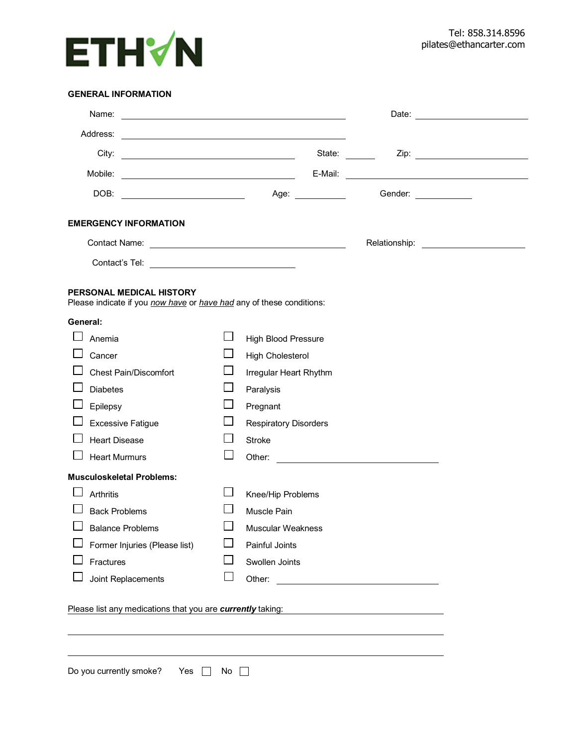ETHAN

Tel: 858.314.8596
pilates@ethancarter.com

## GENERAL INFORMATION

Name: ______________________________ Date: ______________

Address: ______________________________

City: ____________________ State: ______ Zip: ______________

Mobile: ____________________ E-Mail: ______________________

DOB: ________________ Age: ________ Gender: __________

## EMERGENCY INFORMATION

Contact Name: ______________________________ Relationship: ______________

Contact's Tel: ____________________

## PERSONAL MEDICAL HISTORY

Please indicate if you *now have* or *have had* any of these conditions:

**General:**

- ☐ Anemia
- ☐ Cancer
- ☐ Chest Pain/Discomfort
- ☐ Diabetes
- ☐ Epilepsy
- ☐ Excessive Fatigue
- ☐ Heart Disease
- ☐ Heart Murmurs
- ☐ High Blood Pressure
- ☐ High Cholesterol
- ☐ Irregular Heart Rhythm
- ☐ Paralysis
- ☐ Pregnant
- ☐ Respiratory Disorders
- ☐ Stroke
- ☐ Other: ____________________

**Musculoskeletal Problems:**

- ☐ Arthritis
- ☐ Back Problems
- ☐ Balance Problems
- ☐ Former Injuries (Please list)
- ☐ Fractures
- ☐ Joint Replacements
- ☐ Knee/Hip Problems
- ☐ Muscle Pain
- ☐ Muscular Weakness
- ☐ Painful Joints
- ☐ Swollen Joints
- ☐ Other: ____________________

Please list any medications that you are ***currently*** taking: ______________________________

______________________________________________________________

______________________________________________________________

Do you currently smoke? Yes ☐ No ☐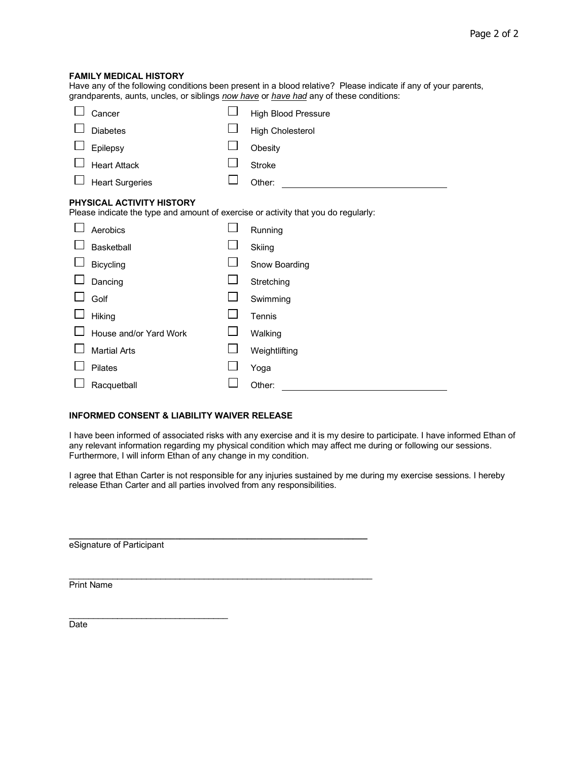## FAMILY MEDICAL HISTORY

Have any of the following conditions been present in a blood relative? Please indicate if any of your parents, grandparents, aunts, uncles, or siblings *now have* or *have had* any of these conditions:

- ☐ Cancer
- ☐ Diabetes
- ☐ Epilepsy
- ☐ Heart Attack
- ☐ Heart Surgeries
- ☐ High Blood Pressure
- ☐ High Cholesterol
- ☐ Obesity
- ☐ Stroke
- ☐ Other: ______________________________

## PHYSICAL ACTIVITY HISTORY

Please indicate the type and amount of exercise or activity that you do regularly:

- ☐ Aerobics
- ☐ Basketball
- ☐ Bicycling
- ☐ Dancing
- ☐ Golf
- ☐ Hiking
- ☐ House and/or Yard Work
- ☐ Martial Arts
- ☐ Pilates
- ☐ Racquetball
- ☐ Running
- ☐ Skiing
- ☐ Snow Boarding
- ☐ Stretching
- ☐ Swimming
- ☐ Tennis
- ☐ Walking
- ☐ Weightlifting
- ☐ Yoga
- ☐ Other: ______________________________

## INFORMED CONSENT & LIABILITY WAIVER RELEASE

I have been informed of associated risks with any exercise and it is my desire to participate. I have informed Ethan of any relevant information regarding my physical condition which may affect me during or following our sessions. Furthermore, I will inform Ethan of any change in my condition.

I agree that Ethan Carter is not responsible for any injuries sustained by me during my exercise sessions. I hereby release Ethan Carter and all parties involved from any responsibilities.

______________________________________________________

eSignature of Participant

______________________________________________________

Print Name

______________________________

Date